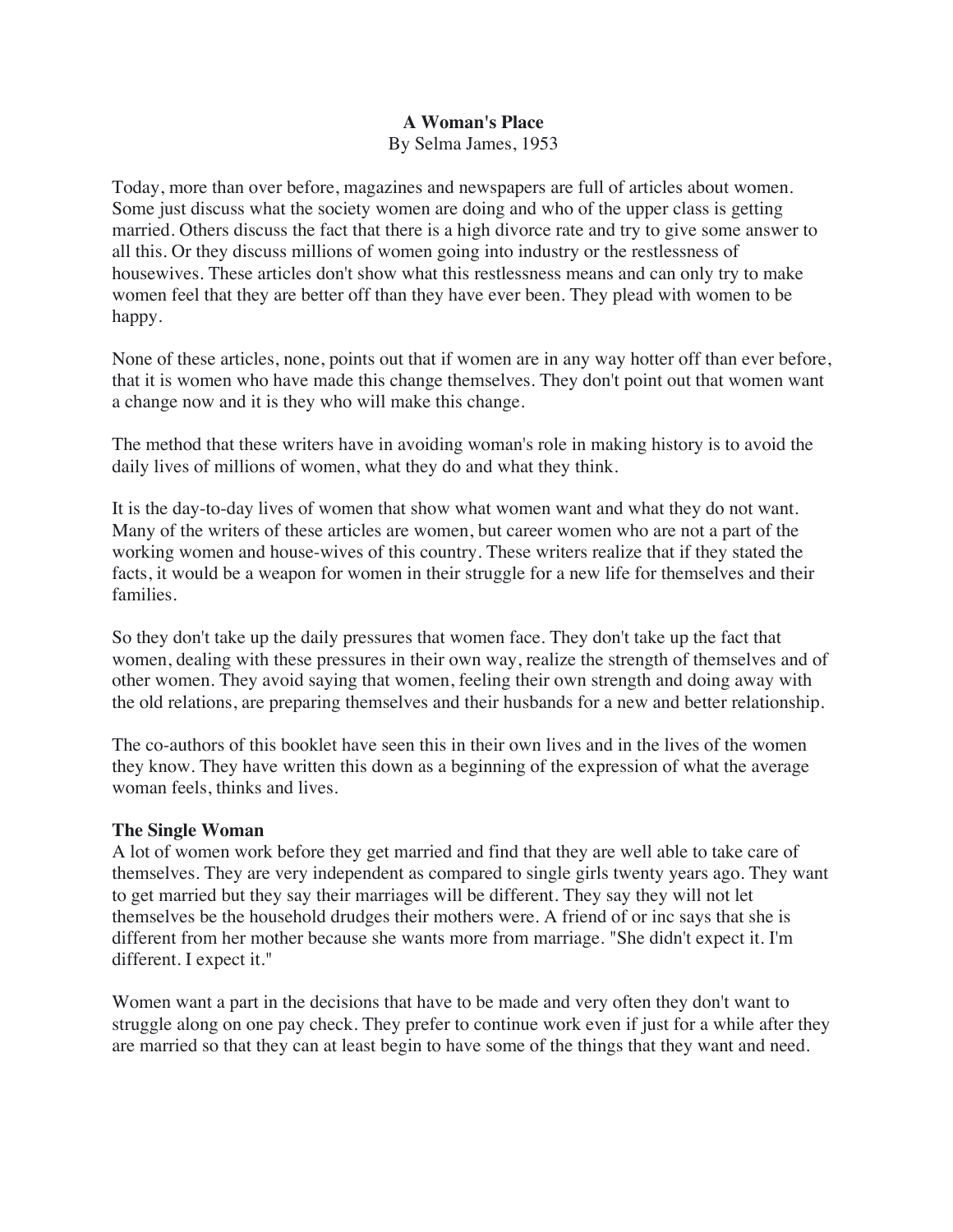**A Woman's Place**

By Selma James, 1953

Today, more than over before, magazines and newspapers are full of articles about women. Some just discuss what the society women are doing and who of the upper class is getting married. Others discuss the fact that there is a high divorce rate and try to give some answer to all this. Or they discuss millions of women going into industry or the restlessness of housewives. These articles don't show what this restlessness means and can only try to make women feel that they are better off than they have ever been. They plead with women to be happy.

None of these articles, none, points out that if women are in any way hotter off than ever before, that it is women who have made this change themselves. They don't point out that women want a change now and it is they who will make this change.

The method that these writers have in avoiding woman's role in making history is to avoid the daily lives of millions of women, what they do and what they think.

It is the day-to-day lives of women that show what women want and what they do not want. Many of the writers of these articles are women, but career women who are not a part of the working women and house-wives of this country. These writers realize that if they stated the facts, it would be a weapon for women in their struggle for a new life for themselves and their families.

So they don't take up the daily pressures that women face. They don't take up the fact that women, dealing with these pressures in their own way, realize the strength of themselves and of other women. They avoid saying that women, feeling their own strength and doing away with the old relations, are preparing themselves and their husbands for a new and better relationship.

The co-authors of this booklet have seen this in their own lives and in the lives of the women they know. They have written this down as a beginning of the expression of what the average woman feels, thinks and lives.

**The Single Woman**

A lot of women work before they get married and find that they are well able to take care of themselves. They are very independent as compared to single girls twenty years ago. They want to get married but they say their marriages will be different. They say they will not let themselves be the household drudges their mothers were. A friend of or inc says that she is different from her mother because she wants more from marriage. "She didn't expect it. I'm different. I expect it."

Women want a part in the decisions that have to be made and very often they don't want to struggle along on one pay check. They prefer to continue work even if just for a while after they are married so that they can at least begin to have some of the things that they want and need.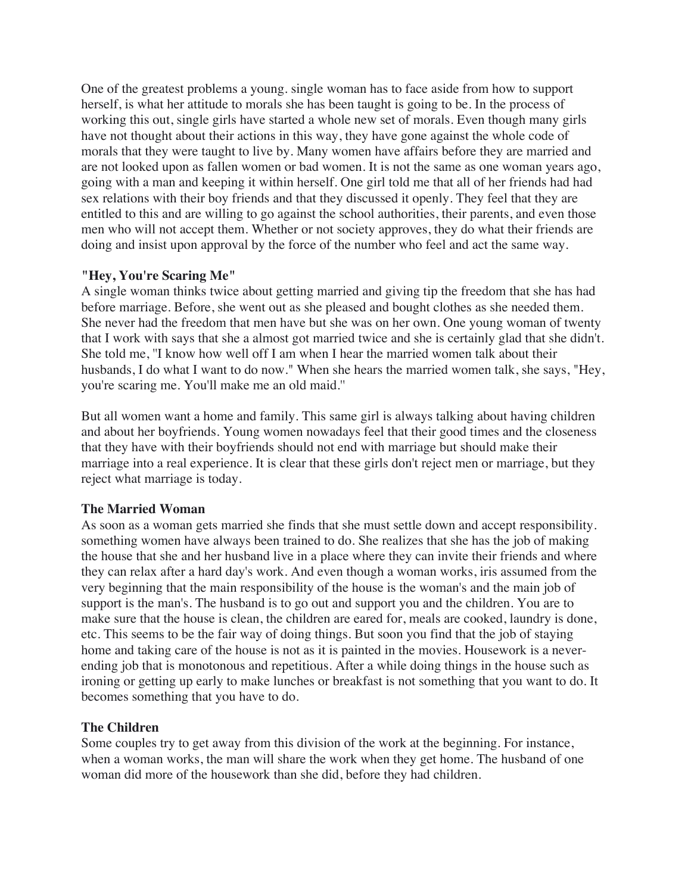One of the greatest problems a young. single woman has to face aside from how to support herself, is what her attitude to morals she has been taught is going to be. In the process of working this out, single girls have started a whole new set of morals. Even though many girls have not thought about their actions in this way, they have gone against the whole code of morals that they were taught to live by. Many women have affairs before they are married and are not looked upon as fallen women or bad women. It is not the same as one woman years ago, going with a man and keeping it within herself. One girl told me that all of her friends had had sex relations with their boy friends and that they discussed it openly. They feel that they are entitled to this and are willing to go against the school authorities, their parents, and even those men who will not accept them. Whether or not society approves, they do what their friends are doing and insist upon approval by the force of the number who feel and act the same way.

**"Hey, You're Scaring Me"**

A single woman thinks twice about getting married and giving tip the freedom that she has had before marriage. Before, she went out as she pleased and bought clothes as she needed them. She never had the freedom that men have but she was on her own. One young woman of twenty that I work with says that she a almost got married twice and she is certainly glad that she didn't. She told me, "I know how well off I am when I hear the married women talk about their husbands, I do what I want to do now." When she hears the married women talk, she says, "Hey, you're scaring me. You'll make me an old maid."

But all women want a home and family. This same girl is always talking about having children and about her boyfriends. Young women nowadays feel that their good times and the closeness that they have with their boyfriends should not end with marriage but should make their marriage into a real experience. It is clear that these girls don't reject men or marriage, but they reject what marriage is today.

**The Married Woman**

As soon as a woman gets married she finds that she must settle down and accept responsibility. something women have always been trained to do. She realizes that she has the job of making the house that she and her husband live in a place where they can invite their friends and where they can relax after a hard day's work. And even though a woman works, iris assumed from the very beginning that the main responsibility of the house is the woman's and the main job of support is the man's. The husband is to go out and support you and the children. You are to make sure that the house is clean, the children are eared for, meals are cooked, laundry is done, etc. This seems to be the fair way of doing things. But soon you find that the job of staying home and taking care of the house is not as it is painted in the movies. Housework is a never-ending job that is monotonous and repetitious. After a while doing things in the house such as ironing or getting up early to make lunches or breakfast is not something that you want to do. It becomes something that you have to do.

**The Children**

Some couples try to get away from this division of the work at the beginning. For instance, when a woman works, the man will share the work when they get home. The husband of one woman did more of the housework than she did, before they had children.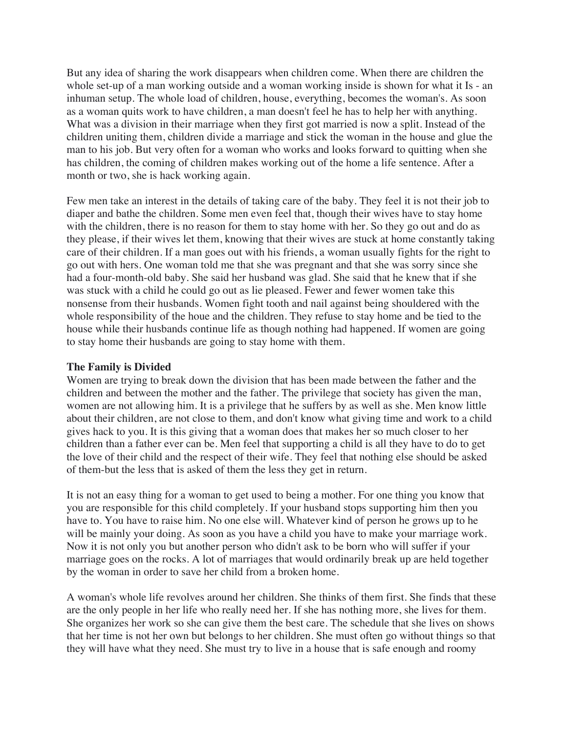But any idea of sharing the work disappears when children come. When there are children the whole set-up of a man working outside and a woman working inside is shown for what it Is - an inhuman setup. The whole load of children, house, everything, becomes the woman's. As soon as a woman quits work to have children, a man doesn't feel he has to help her with anything. What was a division in their marriage when they first got married is now a split. Instead of the children uniting them, children divide a marriage and stick the woman in the house and glue the man to his job. But very often for a woman who works and looks forward to quitting when she has children, the coming of children makes working out of the home a life sentence. After a month or two, she is hack working again.

Few men take an interest in the details of taking care of the baby. They feel it is not their job to diaper and bathe the children. Some men even feel that, though their wives have to stay home with the children, there is no reason for them to stay home with her. So they go out and do as they please, if their wives let them, knowing that their wives are stuck at home constantly taking care of their children. If a man goes out with his friends, a woman usually fights for the right to go out with hers. One woman told me that she was pregnant and that she was sorry since she had a four-month-old baby. She said her husband was glad. She said that he knew that if she was stuck with a child he could go out as lie pleased. Fewer and fewer women take this nonsense from their husbands. Women fight tooth and nail against being shouldered with the whole responsibility of the houe and the children. They refuse to stay home and be tied to the house while their husbands continue life as though nothing had happened. If women are going to stay home their husbands are going to stay home with them.

**The Family is Divided**

Women are trying to break down the division that has been made between the father and the children and between the mother and the father. The privilege that society has given the man, women are not allowing him. It is a privilege that he suffers by as well as she. Men know little about their children, are not close to them, and don't know what giving time and work to a child gives hack to you. It is this giving that a woman does that makes her so much closer to her children than a father ever can be. Men feel that supporting a child is all they have to do to get the love of their child and the respect of their wife. They feel that nothing else should be asked of them-but the less that is asked of them the less they get in return.

It is not an easy thing for a woman to get used to being a mother. For one thing you know that you are responsible for this child completely. If your husband stops supporting him then you have to. You have to raise him. No one else will. Whatever kind of person he grows up to he will be mainly your doing. As soon as you have a child you have to make your marriage work. Now it is not only you but another person who didn't ask to be born who will suffer if your marriage goes on the rocks. A lot of marriages that would ordinarily break up are held together by the woman in order to save her child from a broken home.

A woman's whole life revolves around her children. She thinks of them first. She finds that these are the only people in her life who really need her. If she has nothing more, she lives for them. She organizes her work so she can give them the best care. The schedule that she lives on shows that her time is not her own but belongs to her children. She must often go without things so that they will have what they need. She must try to live in a house that is safe enough and roomy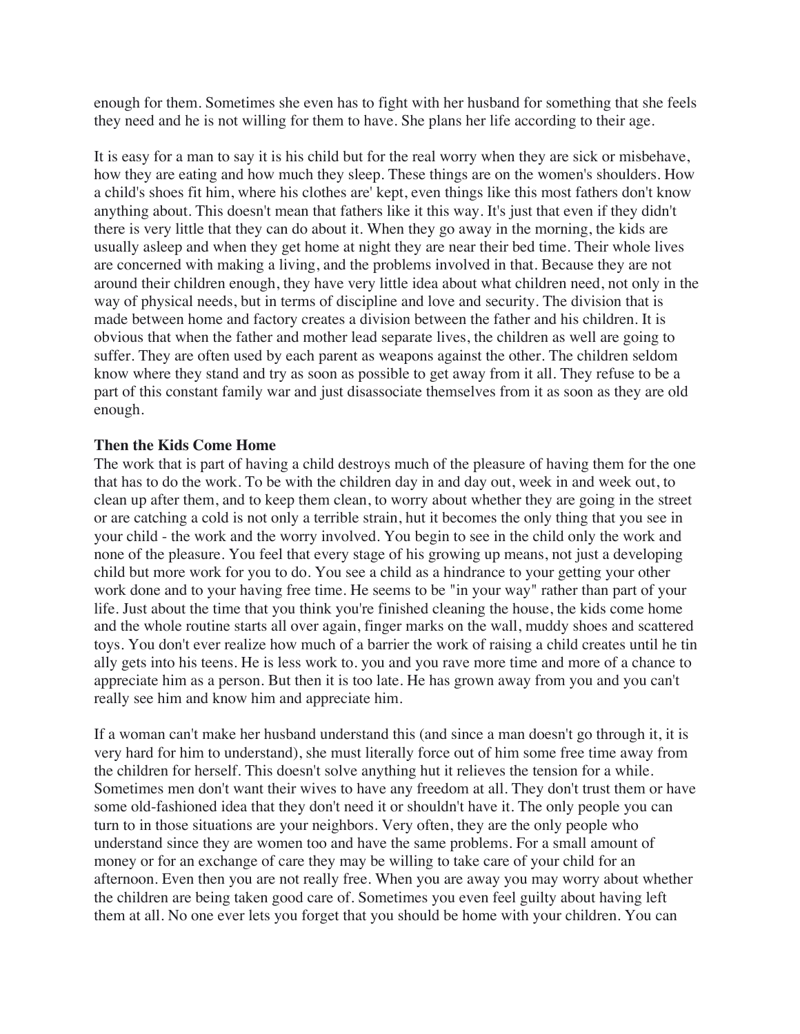enough for them. Sometimes she even has to fight with her husband for something that she feels they need and he is not willing for them to have. She plans her life according to their age.

It is easy for a man to say it is his child but for the real worry when they are sick or misbehave, how they are eating and how much they sleep. These things are on the women's shoulders. How a child's shoes fit him, where his clothes are' kept, even things like this most fathers don't know anything about. This doesn't mean that fathers like it this way. It's just that even if they didn't there is very little that they can do about it. When they go away in the morning, the kids are usually asleep and when they get home at night they are near their bed time. Their whole lives are concerned with making a living, and the problems involved in that. Because they are not around their children enough, they have very little idea about what children need, not only in the way of physical needs, but in terms of discipline and love and security. The division that is made between home and factory creates a division between the father and his children. It is obvious that when the father and mother lead separate lives, the children as well are going to suffer. They are often used by each parent as weapons against the other. The children seldom know where they stand and try as soon as possible to get away from it all. They refuse to be a part of this constant family war and just disassociate themselves from it as soon as they are old enough.

**Then the Kids Come Home**

The work that is part of having a child destroys much of the pleasure of having them for the one that has to do the work. To be with the children day in and day out, week in and week out, to clean up after them, and to keep them clean, to worry about whether they are going in the street or are catching a cold is not only a terrible strain, hut it becomes the only thing that you see in your child - the work and the worry involved. You begin to see in the child only the work and none of the pleasure. You feel that every stage of his growing up means, not just a developing child but more work for you to do. You see a child as a hindrance to your getting your other work done and to your having free time. He seems to be "in your way" rather than part of your life. Just about the time that you think you're finished cleaning the house, the kids come home and the whole routine starts all over again, finger marks on the wall, muddy shoes and scattered toys. You don't ever realize how much of a barrier the work of raising a child creates until he tin ally gets into his teens. He is less work to. you and you rave more time and more of a chance to appreciate him as a person. But then it is too late. He has grown away from you and you can't really see him and know him and appreciate him.

If a woman can't make her husband understand this (and since a man doesn't go through it, it is very hard for him to understand), she must literally force out of him some free time away from the children for herself. This doesn't solve anything hut it relieves the tension for a while. Sometimes men don't want their wives to have any freedom at all. They don't trust them or have some old-fashioned idea that they don't need it or shouldn't have it. The only people you can turn to in those situations are your neighbors. Very often, they are the only people who understand since they are women too and have the same problems. For a small amount of money or for an exchange of care they may be willing to take care of your child for an afternoon. Even then you are not really free. When you are away you may worry about whether the children are being taken good care of. Sometimes you even feel guilty about having left them at all. No one ever lets you forget that you should be home with your children. You can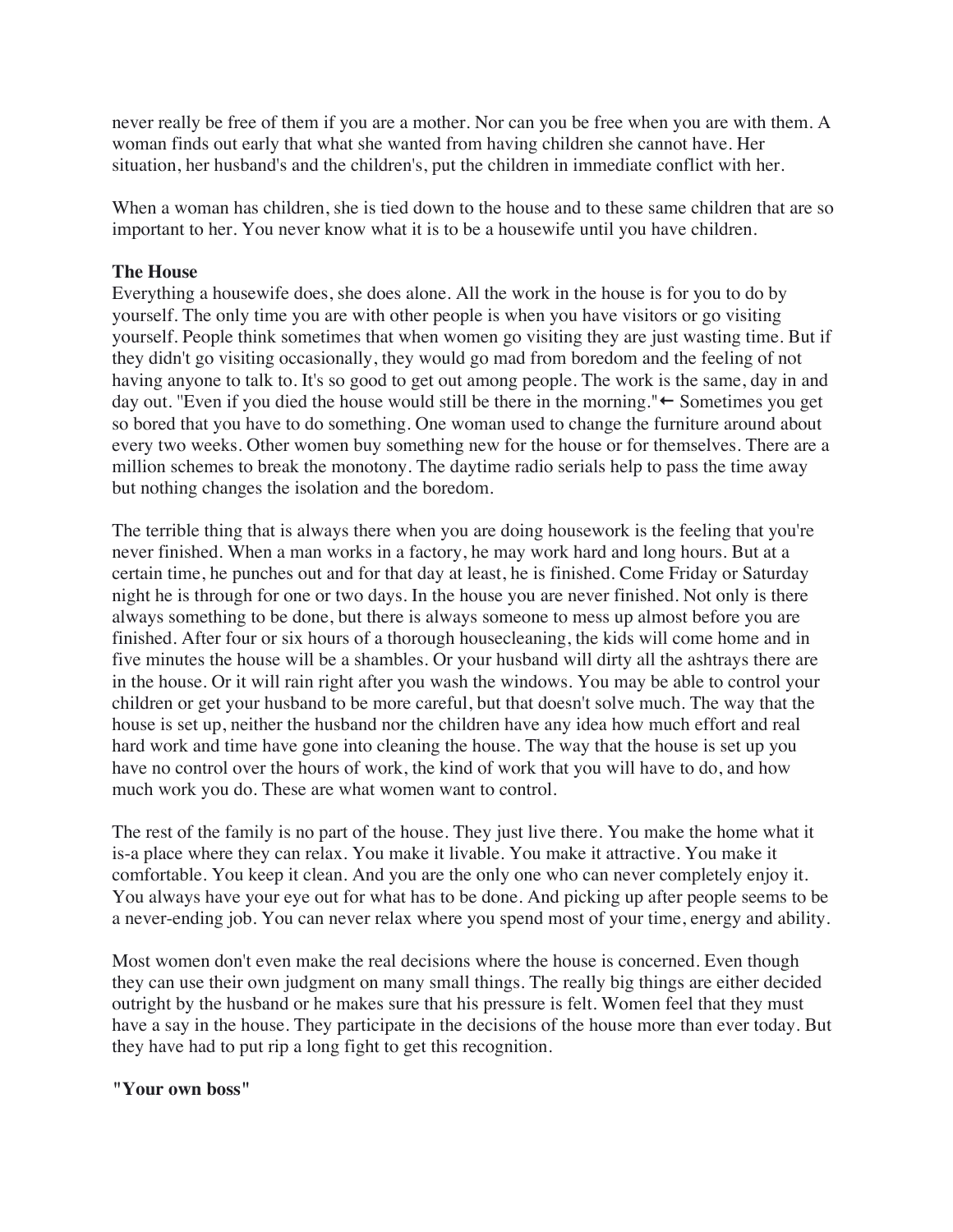never really be free of them if you are a mother. Nor can you be free when you are with them. A woman finds out early that what she wanted from having children she cannot have. Her situation, her husband's and the children's, put the children in immediate conflict with her.

When a woman has children, she is tied down to the house and to these same children that are so important to her. You never know what it is to be a housewife until you have children.

**The House**

Everything a housewife does, she does alone. All the work in the house is for you to do by yourself. The only time you are with other people is when you have visitors or go visiting yourself. People think sometimes that when women go visiting they are just wasting time. But if they didn't go visiting occasionally, they would go mad from boredom and the feeling of not having anyone to talk to. It's so good to get out among people. The work is the same, day in and day out. "Even if you died the house would still be there in the morning."← Sometimes you get so bored that you have to do something. One woman used to change the furniture around about every two weeks. Other women buy something new for the house or for themselves. There are a million schemes to break the monotony. The daytime radio serials help to pass the time away but nothing changes the isolation and the boredom.

The terrible thing that is always there when you are doing housework is the feeling that you're never finished. When a man works in a factory, he may work hard and long hours. But at a certain time, he punches out and for that day at least, he is finished. Come Friday or Saturday night he is through for one or two days. In the house you are never finished. Not only is there always something to be done, but there is always someone to mess up almost before you are finished. After four or six hours of a thorough housecleaning, the kids will come home and in five minutes the house will be a shambles. Or your husband will dirty all the ashtrays there are in the house. Or it will rain right after you wash the windows. You may be able to control your children or get your husband to be more careful, but that doesn't solve much. The way that the house is set up, neither the husband nor the children have any idea how much effort and real hard work and time have gone into cleaning the house. The way that the house is set up you have no control over the hours of work, the kind of work that you will have to do, and how much work you do. These are what women want to control.

The rest of the family is no part of the house. They just live there. You make the home what it is-a place where they can relax. You make it livable. You make it attractive. You make it comfortable. You keep it clean. And you are the only one who can never completely enjoy it. You always have your eye out for what has to be done. And picking up after people seems to be a never-ending job. You can never relax where you spend most of your time, energy and ability.

Most women don't even make the real decisions where the house is concerned. Even though they can use their own judgment on many small things. The really big things are either decided outright by the husband or he makes sure that his pressure is felt. Women feel that they must have a say in the house. They participate in the decisions of the house more than ever today. But they have had to put rip a long fight to get this recognition.

**"Your own boss"**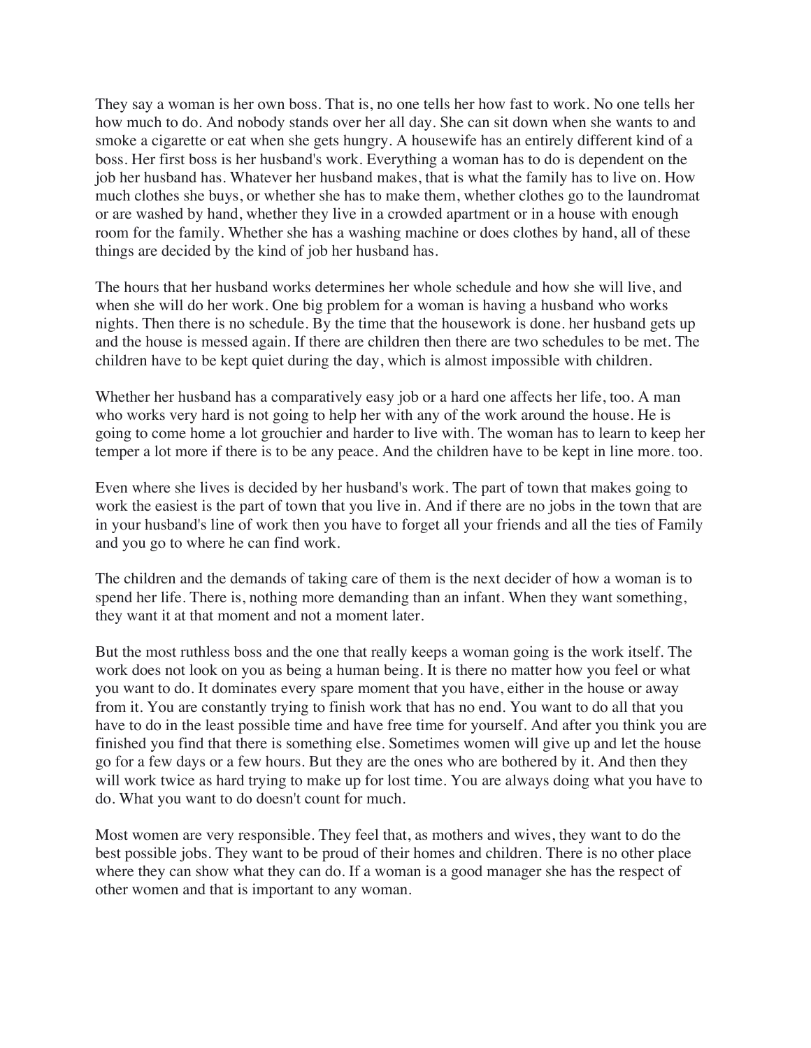They say a woman is her own boss. That is, no one tells her how fast to work. No one tells her how much to do. And nobody stands over her all day. She can sit down when she wants to and smoke a cigarette or eat when she gets hungry. A housewife has an entirely different kind of a boss. Her first boss is her husband's work. Everything a woman has to do is dependent on the job her husband has. Whatever her husband makes, that is what the family has to live on. How much clothes she buys, or whether she has to make them, whether clothes go to the laundromat or are washed by hand, whether they live in a crowded apartment or in a house with enough room for the family. Whether she has a washing machine or does clothes by hand, all of these things are decided by the kind of job her husband has.

The hours that her husband works determines her whole schedule and how she will live, and when she will do her work. One big problem for a woman is having a husband who works nights. Then there is no schedule. By the time that the housework is done. her husband gets up and the house is messed again. If there are children then there are two schedules to be met. The children have to be kept quiet during the day, which is almost impossible with children.

Whether her husband has a comparatively easy job or a hard one affects her life, too. A man who works very hard is not going to help her with any of the work around the house. He is going to come home a lot grouchier and harder to live with. The woman has to learn to keep her temper a lot more if there is to be any peace. And the children have to be kept in line more. too.

Even where she lives is decided by her husband's work. The part of town that makes going to work the easiest is the part of town that you live in. And if there are no jobs in the town that are in your husband's line of work then you have to forget all your friends and all the ties of Family and you go to where he can find work.

The children and the demands of taking care of them is the next decider of how a woman is to spend her life. There is, nothing more demanding than an infant. When they want something, they want it at that moment and not a moment later.

But the most ruthless boss and the one that really keeps a woman going is the work itself. The work does not look on you as being a human being. It is there no matter how you feel or what you want to do. It dominates every spare moment that you have, either in the house or away from it. You are constantly trying to finish work that has no end. You want to do all that you have to do in the least possible time and have free time for yourself. And after you think you are finished you find that there is something else. Sometimes women will give up and let the house go for a few days or a few hours. But they are the ones who are bothered by it. And then they will work twice as hard trying to make up for lost time. You are always doing what you have to do. What you want to do doesn't count for much.

Most women are very responsible. They feel that, as mothers and wives, they want to do the best possible jobs. They want to be proud of their homes and children. There is no other place where they can show what they can do. If a woman is a good manager she has the respect of other women and that is important to any woman.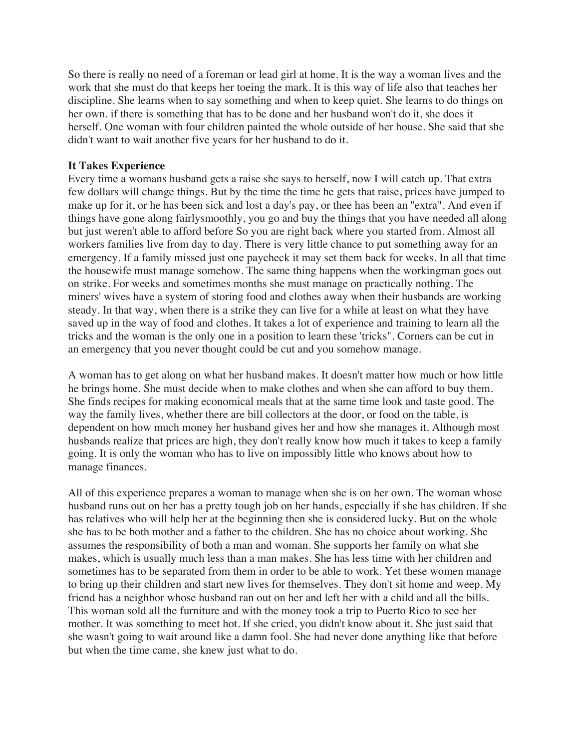So there is really no need of a foreman or lead girl at home. It is the way a woman lives and the work that she must do that keeps her toeing the mark. It is this way of life also that teaches her discipline. She learns when to say something and when to keep quiet. She learns to do things on her own. if there is something that has to be done and her husband won't do it, she does it herself. One woman with four children painted the whole outside of her house. She said that she didn't want to wait another five years for her husband to do it.

**It Takes Experience**
Every time a womans husband gets a raise she says to herself, now I will catch up. That extra few dollars will change things. But by the time the time he gets that raise, prices have jumped to make up for it, or he has been sick and lost a day's pay, or thee has been an "extra". And even if things have gone along fairlysmoothly, you go and buy the things that you have needed all along but just weren't able to afford before So you are right back where you started from. Almost all workers families live from day to day. There is very little chance to put something away for an emergency. If a family missed just one paycheck it may set them back for weeks. In all that time the housewife must manage somehow. The same thing happens when the workingman goes out on strike. For weeks and sometimes months she must manage on practically nothing. The miners' wives have a system of storing food and clothes away when their husbands are working steady. In that way, when there is a strike they can live for a while at least on what they have saved up in the way of food and clothes. It takes a lot of experience and training to learn all the tricks and the woman is the only one in a position to learn these 'tricks". Corners can be cut in an emergency that you never thought could be cut and you somehow manage.

A woman has to get along on what her husband makes. It doesn't matter how much or how little he brings home. She must decide when to make clothes and when she can afford to buy them. She finds recipes for making economical meals that at the same time look and taste good. The way the family lives, whether there are bill collectors at the door, or food on the table, is dependent on how much money her husband gives her and how she manages it. Although most husbands realize that prices are high, they don't really know how much it takes to keep a family going. It is only the woman who has to live on impossibly little who knows about how to manage finances.

All of this experience prepares a woman to manage when she is on her own. The woman whose husband runs out on her has a pretty tough job on her hands, especially if she has children. If she has relatives who will help her at the beginning then she is considered lucky. But on the whole she has to be both mother and a father to the children. She has no choice about working. She assumes the responsibility of both a man and woman. She supports her family on what she makes, which is usually much less than a man makes. She has less time with her children and sometimes has to be separated from them in order to be able to work. Yet these women manage to bring up their children and start new lives for themselves. They don't sit home and weep. My friend has a neighbor whose husband ran out on her and left her with a child and all the bills. This woman sold all the furniture and with the money took a trip to Puerto Rico to see her mother. It was something to meet hot. If she cried, you didn't know about it. She just said that she wasn't going to wait around like a damn fool. She had never done anything like that before but when the time came, she knew just what to do.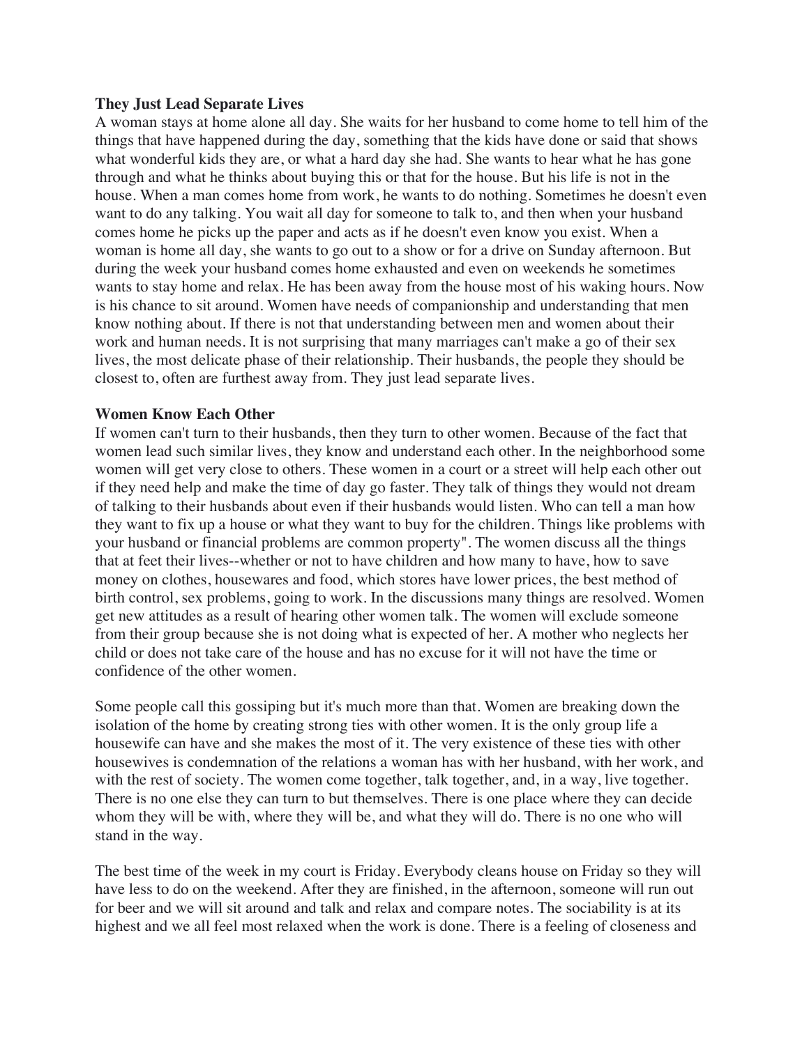**They Just Lead Separate Lives**

A woman stays at home alone all day. She waits for her husband to come home to tell him of the things that have happened during the day, something that the kids have done or said that shows what wonderful kids they are, or what a hard day she had. She wants to hear what he has gone through and what he thinks about buying this or that for the house. But his life is not in the house. When a man comes home from work, he wants to do nothing. Sometimes he doesn't even want to do any talking. You wait all day for someone to talk to, and then when your husband comes home he picks up the paper and acts as if he doesn't even know you exist. When a woman is home all day, she wants to go out to a show or for a drive on Sunday afternoon. But during the week your husband comes home exhausted and even on weekends he sometimes wants to stay home and relax. He has been away from the house most of his waking hours. Now is his chance to sit around. Women have needs of companionship and understanding that men know nothing about. If there is not that understanding between men and women about their work and human needs. It is not surprising that many marriages can't make a go of their sex lives, the most delicate phase of their relationship. Their husbands, the people they should be closest to, often are furthest away from. They just lead separate lives.

**Women Know Each Other**

If women can't turn to their husbands, then they turn to other women. Because of the fact that women lead such similar lives, they know and understand each other. In the neighborhood some women will get very close to others. These women in a court or a street will help each other out if they need help and make the time of day go faster. They talk of things they would not dream of talking to their husbands about even if their husbands would listen. Who can tell a man how they want to fix up a house or what they want to buy for the children. Things like problems with your husband or financial problems are common property". The women discuss all the things that at feet their lives--whether or not to have children and how many to have, how to save money on clothes, housewares and food, which stores have lower prices, the best method of birth control, sex problems, going to work. In the discussions many things are resolved. Women get new attitudes as a result of hearing other women talk. The women will exclude someone from their group because she is not doing what is expected of her. A mother who neglects her child or does not take care of the house and has no excuse for it will not have the time or confidence of the other women.

Some people call this gossiping but it's much more than that. Women are breaking down the isolation of the home by creating strong ties with other women. It is the only group life a housewife can have and she makes the most of it. The very existence of these ties with other housewives is condemnation of the relations a woman has with her husband, with her work, and with the rest of society. The women come together, talk together, and, in a way, live together. There is no one else they can turn to but themselves. There is one place where they can decide whom they will be with, where they will be, and what they will do. There is no one who will stand in the way.

The best time of the week in my court is Friday. Everybody cleans house on Friday so they will have less to do on the weekend. After they are finished, in the afternoon, someone will run out for beer and we will sit around and talk and relax and compare notes. The sociability is at its highest and we all feel most relaxed when the work is done. There is a feeling of closeness and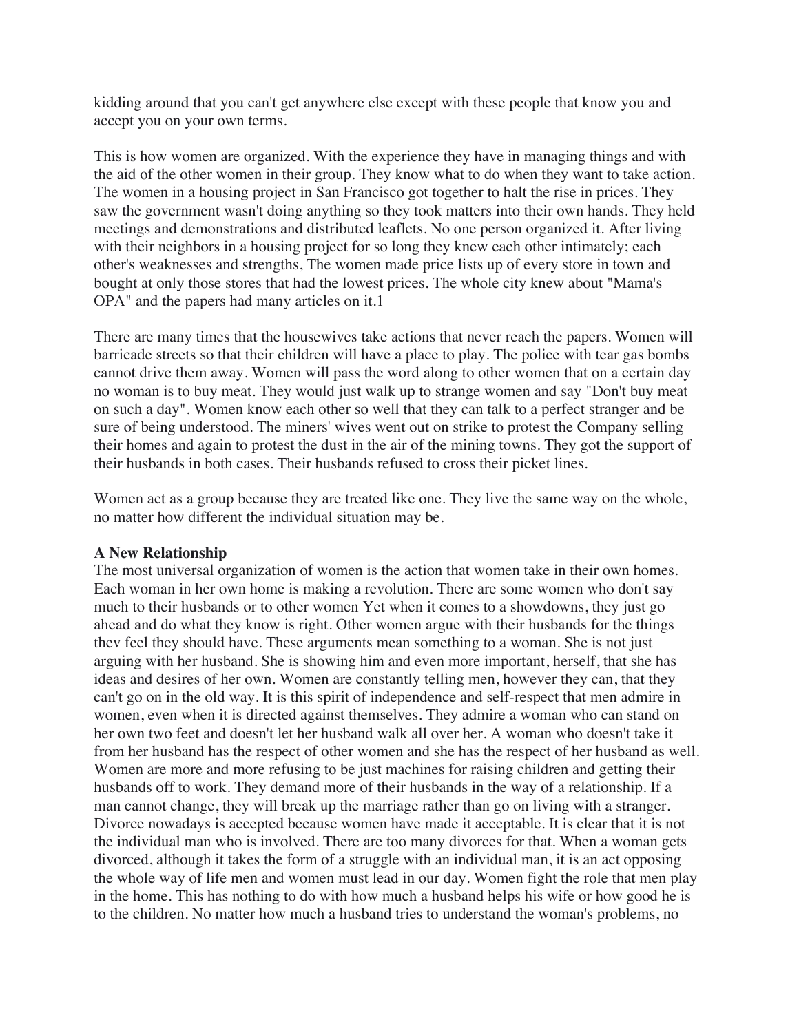kidding around that you can't get anywhere else except with these people that know you and accept you on your own terms.

This is how women are organized. With the experience they have in managing things and with the aid of the other women in their group. They know what to do when they want to take action. The women in a housing project in San Francisco got together to halt the rise in prices. They saw the government wasn't doing anything so they took matters into their own hands. They held meetings and demonstrations and distributed leaflets. No one person organized it. After living with their neighbors in a housing project for so long they knew each other intimately; each other's weaknesses and strengths, The women made price lists up of every store in town and bought at only those stores that had the lowest prices. The whole city knew about "Mama's OPA" and the papers had many articles on it.1

There are many times that the housewives take actions that never reach the papers. Women will barricade streets so that their children will have a place to play. The police with tear gas bombs cannot drive them away. Women will pass the word along to other women that on a certain day no woman is to buy meat. They would just walk up to strange women and say "Don't buy meat on such a day". Women know each other so well that they can talk to a perfect stranger and be sure of being understood. The miners' wives went out on strike to protest the Company selling their homes and again to protest the dust in the air of the mining towns. They got the support of their husbands in both cases. Their husbands refused to cross their picket lines.

Women act as a group because they are treated like one. They live the same way on the whole, no matter how different the individual situation may be.

**A New Relationship**

The most universal organization of women is the action that women take in their own homes. Each woman in her own home is making a revolution. There are some women who don't say much to their husbands or to other women Yet when it comes to a showdowns, they just go ahead and do what they know is right. Other women argue with their husbands for the things thev feel they should have. These arguments mean something to a woman. She is not just arguing with her husband. She is showing him and even more important, herself, that she has ideas and desires of her own. Women are constantly telling men, however they can, that they can't go on in the old way. It is this spirit of independence and self-respect that men admire in women, even when it is directed against themselves. They admire a woman who can stand on her own two feet and doesn't let her husband walk all over her. A woman who doesn't take it from her husband has the respect of other women and she has the respect of her husband as well. Women are more and more refusing to be just machines for raising children and getting their husbands off to work. They demand more of their husbands in the way of a relationship. If a man cannot change, they will break up the marriage rather than go on living with a stranger. Divorce nowadays is accepted because women have made it acceptable. It is clear that it is not the individual man who is involved. There are too many divorces for that. When a woman gets divorced, although it takes the form of a struggle with an individual man, it is an act opposing the whole way of life men and women must lead in our day. Women fight the role that men play in the home. This has nothing to do with how much a husband helps his wife or how good he is to the children. No matter how much a husband tries to understand the woman's problems, no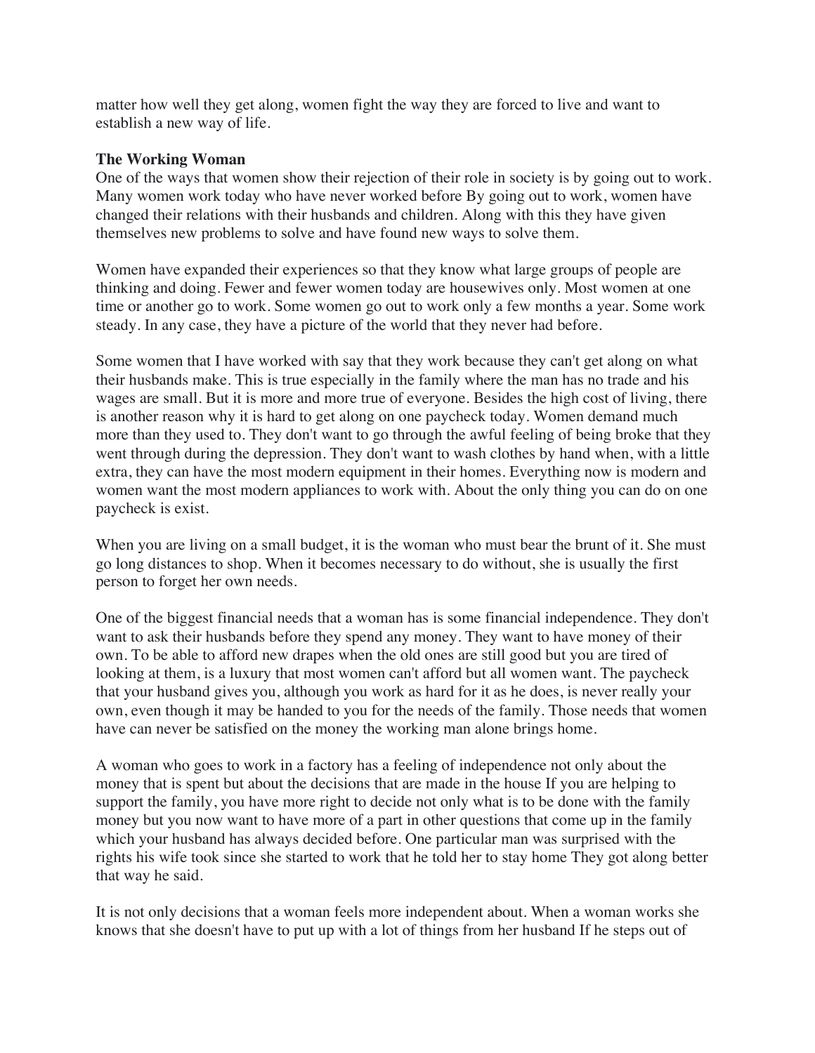matter how well they get along, women fight the way they are forced to live and want to establish a new way of life.

**The Working Woman**

One of the ways that women show their rejection of their role in society is by going out to work. Many women work today who have never worked before By going out to work, women have changed their relations with their husbands and children. Along with this they have given themselves new problems to solve and have found new ways to solve them.

Women have expanded their experiences so that they know what large groups of people are thinking and doing. Fewer and fewer women today are housewives only. Most women at one time or another go to work. Some women go out to work only a few months a year. Some work steady. In any case, they have a picture of the world that they never had before.

Some women that I have worked with say that they work because they can't get along on what their husbands make. This is true especially in the family where the man has no trade and his wages are small. But it is more and more true of everyone. Besides the high cost of living, there is another reason why it is hard to get along on one paycheck today. Women demand much more than they used to. They don't want to go through the awful feeling of being broke that they went through during the depression. They don't want to wash clothes by hand when, with a little extra, they can have the most modern equipment in their homes. Everything now is modern and women want the most modern appliances to work with. About the only thing you can do on one paycheck is exist.

When you are living on a small budget, it is the woman who must bear the brunt of it. She must go long distances to shop. When it becomes necessary to do without, she is usually the first person to forget her own needs.

One of the biggest financial needs that a woman has is some financial independence. They don't want to ask their husbands before they spend any money. They want to have money of their own. To be able to afford new drapes when the old ones are still good but you are tired of looking at them, is a luxury that most women can't afford but all women want. The paycheck that your husband gives you, although you work as hard for it as he does, is never really your own, even though it may be handed to you for the needs of the family. Those needs that women have can never be satisfied on the money the working man alone brings home.

A woman who goes to work in a factory has a feeling of independence not only about the money that is spent but about the decisions that are made in the house If you are helping to support the family, you have more right to decide not only what is to be done with the family money but you now want to have more of a part in other questions that come up in the family which your husband has always decided before. One particular man was surprised with the rights his wife took since she started to work that he told her to stay home They got along better that way he said.

It is not only decisions that a woman feels more independent about. When a woman works she knows that she doesn't have to put up with a lot of things from her husband If he steps out of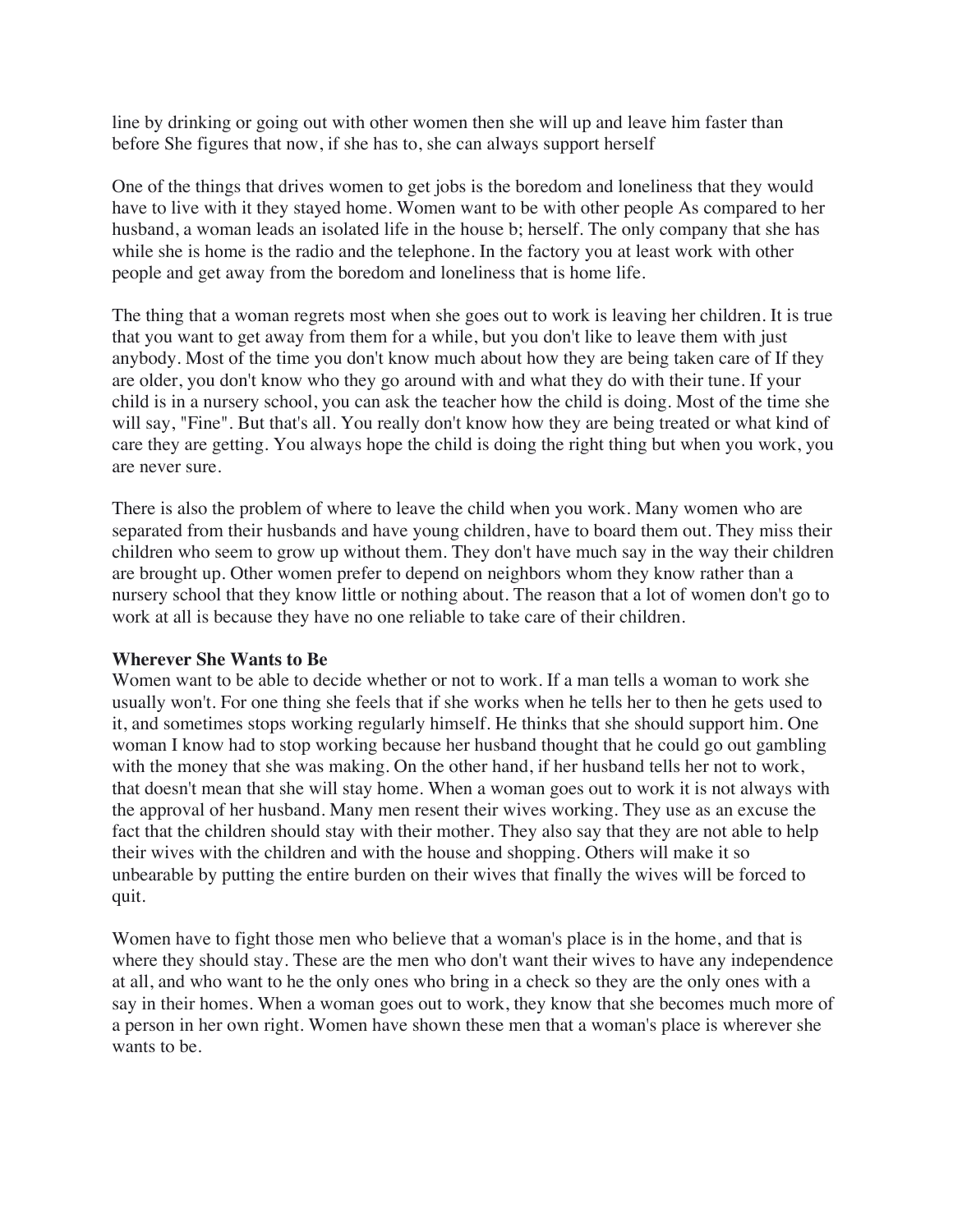line by drinking or going out with other women then she will up and leave him faster than before She figures that now, if she has to, she can always support herself

One of the things that drives women to get jobs is the boredom and loneliness that they would have to live with it they stayed home. Women want to be with other people As compared to her husband, a woman leads an isolated life in the house b; herself. The only company that she has while she is home is the radio and the telephone. In the factory you at least work with other people and get away from the boredom and loneliness that is home life.

The thing that a woman regrets most when she goes out to work is leaving her children. It is true that you want to get away from them for a while, but you don't like to leave them with just anybody. Most of the time you don't know much about how they are being taken care of If they are older, you don't know who they go around with and what they do with their tune. If your child is in a nursery school, you can ask the teacher how the child is doing. Most of the time she will say, "Fine". But that's all. You really don't know how they are being treated or what kind of care they are getting. You always hope the child is doing the right thing but when you work, you are never sure.

There is also the problem of where to leave the child when you work. Many women who are separated from their husbands and have young children, have to board them out. They miss their children who seem to grow up without them. They don't have much say in the way their children are brought up. Other women prefer to depend on neighbors whom they know rather than a nursery school that they know little or nothing about. The reason that a lot of women don't go to work at all is because they have no one reliable to take care of their children.

**Wherever She Wants to Be**

Women want to be able to decide whether or not to work. If a man tells a woman to work she usually won't. For one thing she feels that if she works when he tells her to then he gets used to it, and sometimes stops working regularly himself. He thinks that she should support him. One woman I know had to stop working because her husband thought that he could go out gambling with the money that she was making. On the other hand, if her husband tells her not to work, that doesn't mean that she will stay home. When a woman goes out to work it is not always with the approval of her husband. Many men resent their wives working. They use as an excuse the fact that the children should stay with their mother. They also say that they are not able to help their wives with the children and with the house and shopping. Others will make it so unbearable by putting the entire burden on their wives that finally the wives will be forced to quit.

Women have to fight those men who believe that a woman's place is in the home, and that is where they should stay. These are the men who don't want their wives to have any independence at all, and who want to he the only ones who bring in a check so they are the only ones with a say in their homes. When a woman goes out to work, they know that she becomes much more of a person in her own right. Women have shown these men that a woman's place is wherever she wants to be.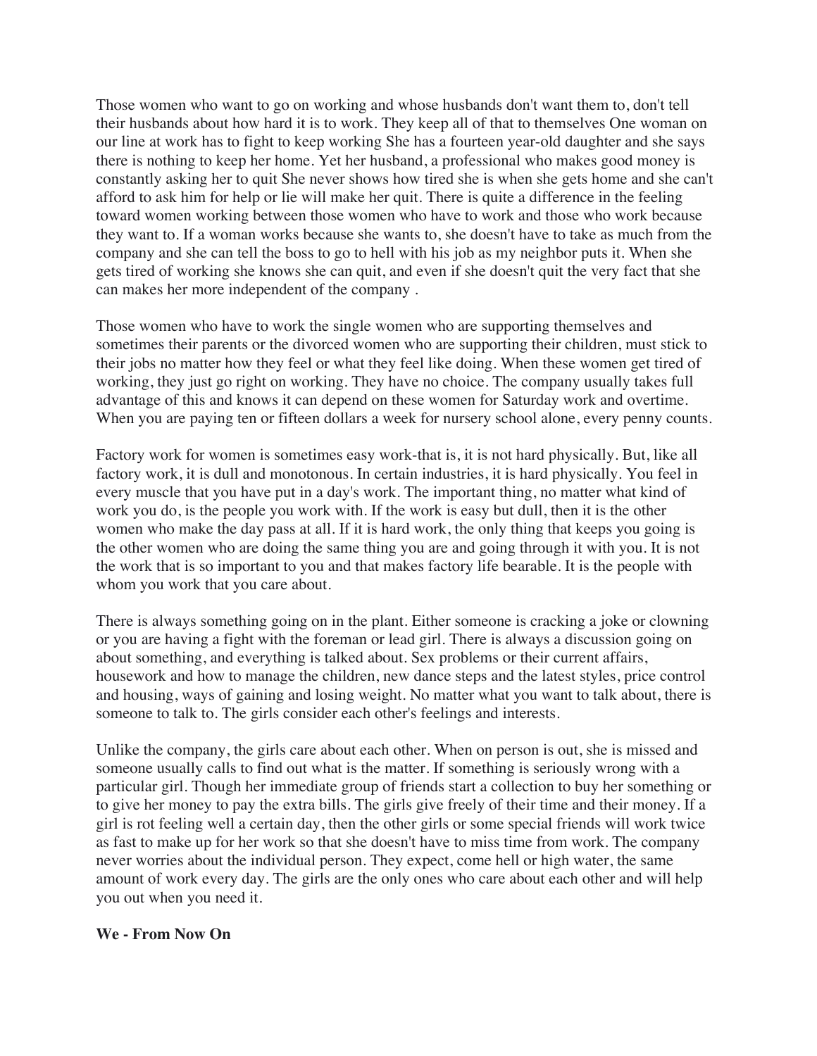Those women who want to go on working and whose husbands don't want them to, don't tell their husbands about how hard it is to work. They keep all of that to themselves One woman on our line at work has to fight to keep working She has a fourteen year-old daughter and she says there is nothing to keep her home. Yet her husband, a professional who makes good money is constantly asking her to quit She never shows how tired she is when she gets home and she can't afford to ask him for help or lie will make her quit. There is quite a difference in the feeling toward women working between those women who have to work and those who work because they want to. If a woman works because she wants to, she doesn't have to take as much from the company and she can tell the boss to go to hell with his job as my neighbor puts it. When she gets tired of working she knows she can quit, and even if she doesn't quit the very fact that she can makes her more independent of the company .

Those women who have to work the single women who are supporting themselves and sometimes their parents or the divorced women who are supporting their children, must stick to their jobs no matter how they feel or what they feel like doing. When these women get tired of working, they just go right on working. They have no choice. The company usually takes full advantage of this and knows it can depend on these women for Saturday work and overtime. When you are paying ten or fifteen dollars a week for nursery school alone, every penny counts.

Factory work for women is sometimes easy work-that is, it is not hard physically. But, like all factory work, it is dull and monotonous. In certain industries, it is hard physically. You feel in every muscle that you have put in a day's work. The important thing, no matter what kind of work you do, is the people you work with. If the work is easy but dull, then it is the other women who make the day pass at all. If it is hard work, the only thing that keeps you going is the other women who are doing the same thing you are and going through it with you. It is not the work that is so important to you and that makes factory life bearable. It is the people with whom you work that you care about.

There is always something going on in the plant. Either someone is cracking a joke or clowning or you are having a fight with the foreman or lead girl. There is always a discussion going on about something, and everything is talked about. Sex problems or their current affairs, housework and how to manage the children, new dance steps and the latest styles, price control and housing, ways of gaining and losing weight. No matter what you want to talk about, there is someone to talk to. The girls consider each other's feelings and interests.

Unlike the company, the girls care about each other. When on person is out, she is missed and someone usually calls to find out what is the matter. If something is seriously wrong with a particular girl. Though her immediate group of friends start a collection to buy her something or to give her money to pay the extra bills. The girls give freely of their time and their money. If a girl is rot feeling well a certain day, then the other girls or some special friends will work twice as fast to make up for her work so that she doesn't have to miss time from work. The company never worries about the individual person. They expect, come hell or high water, the same amount of work every day. The girls are the only ones who care about each other and will help you out when you need it.

**We - From Now On**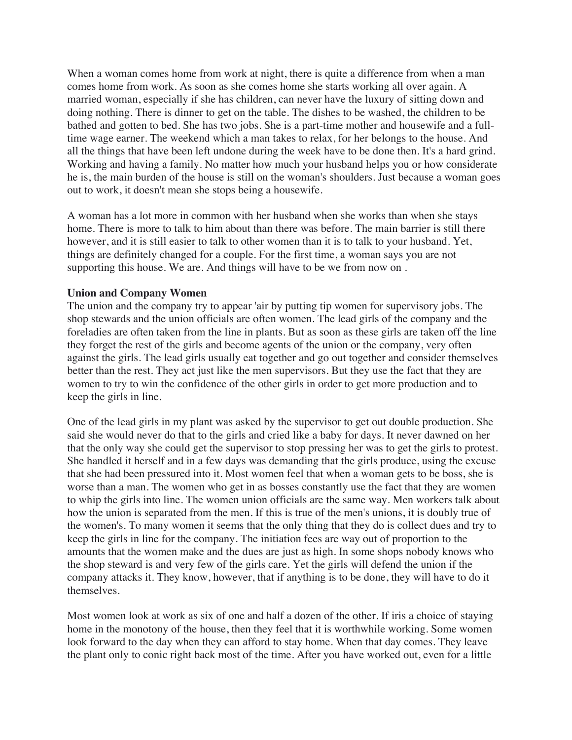When a woman comes home from work at night, there is quite a difference from when a man comes home from work. As soon as she comes home she starts working all over again. A married woman, especially if she has children, can never have the luxury of sitting down and doing nothing. There is dinner to get on the table. The dishes to be washed, the children to be bathed and gotten to bed. She has two jobs. She is a part-time mother and housewife and a full-time wage earner. The weekend which a man takes to relax, for her belongs to the house. And all the things that have been left undone during the week have to be done then. It's a hard grind. Working and having a family. No matter how much your husband helps you or how considerate he is, the main burden of the house is still on the woman's shoulders. Just because a woman goes out to work, it doesn't mean she stops being a housewife.

A woman has a lot more in common with her husband when she works than when she stays home. There is more to talk to him about than there was before. The main barrier is still there however, and it is still easier to talk to other women than it is to talk to your husband. Yet, things are definitely changed for a couple. For the first time, a woman says you are not supporting this house. We are. And things will have to be we from now on .

**Union and Company Women**

The union and the company try to appear 'air by putting tip women for supervisory jobs. The shop stewards and the union officials are often women. The lead girls of the company and the foreladies are often taken from the line in plants. But as soon as these girls are taken off the line they forget the rest of the girls and become agents of the union or the company, very often against the girls. The lead girls usually eat together and go out together and consider themselves better than the rest. They act just like the men supervisors. But they use the fact that they are women to try to win the confidence of the other girls in order to get more production and to keep the girls in line.

One of the lead girls in my plant was asked by the supervisor to get out double production. She said she would never do that to the girls and cried like a baby for days. It never dawned on her that the only way she could get the supervisor to stop pressing her was to get the girls to protest. She handled it herself and in a few days was demanding that the girls produce, using the excuse that she had been pressured into it. Most women feel that when a woman gets to be boss, she is worse than a man. The women who get in as bosses constantly use the fact that they are women to whip the girls into line. The women union officials are the same way. Men workers talk about how the union is separated from the men. If this is true of the men's unions, it is doubly true of the women's. To many women it seems that the only thing that they do is collect dues and try to keep the girls in line for the company. The initiation fees are way out of proportion to the amounts that the women make and the dues are just as high. In some shops nobody knows who the shop steward is and very few of the girls care. Yet the girls will defend the union if the company attacks it. They know, however, that if anything is to be done, they will have to do it themselves.

Most women look at work as six of one and half a dozen of the other. If iris a choice of staying home in the monotony of the house, then they feel that it is worthwhile working. Some women look forward to the day when they can afford to stay home. When that day comes. They leave the plant only to conic right back most of the time. After you have worked out, even for a little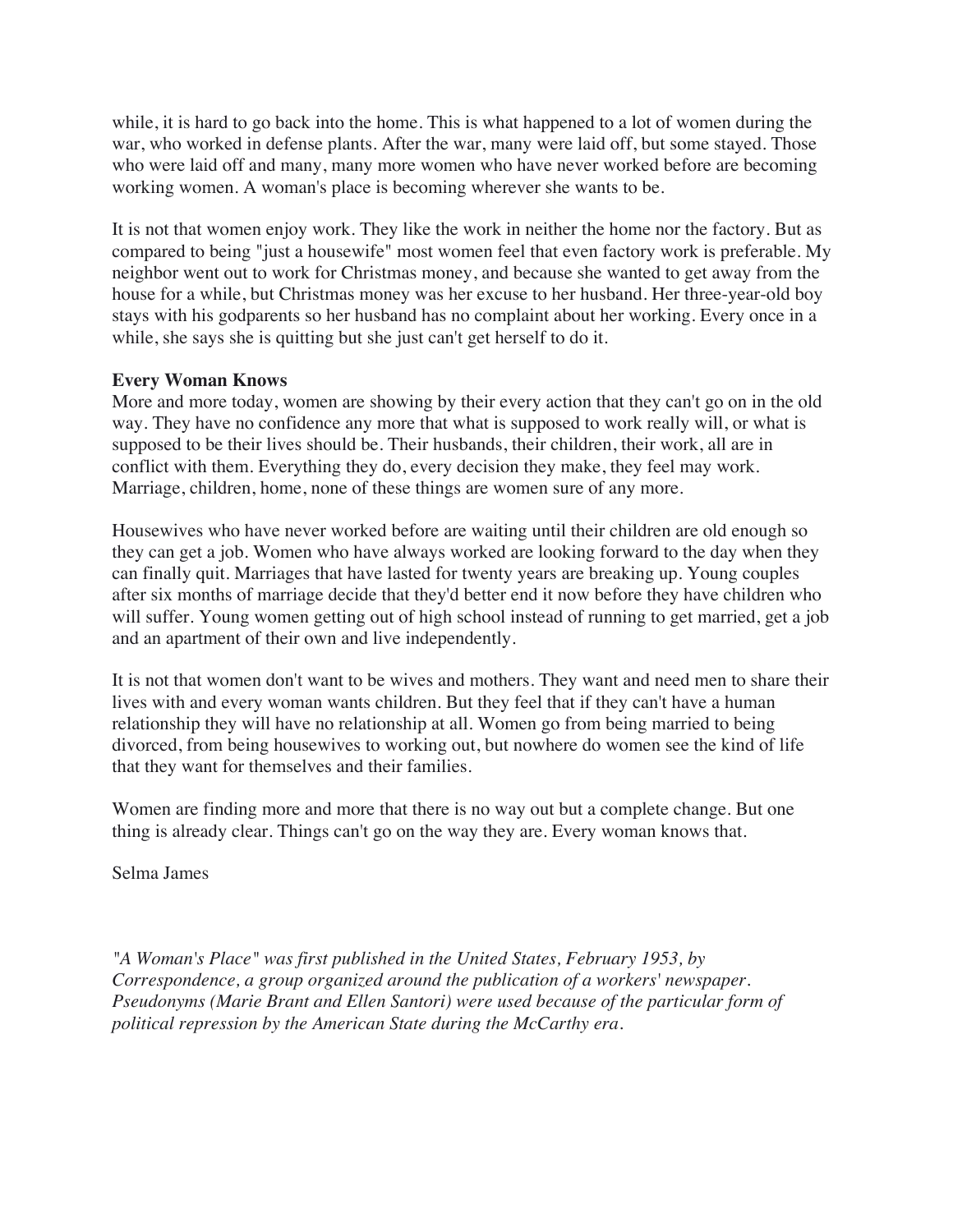while, it is hard to go back into the home. This is what happened to a lot of women during the war, who worked in defense plants. After the war, many were laid off, but some stayed. Those who were laid off and many, many more women who have never worked before are becoming working women. A woman's place is becoming wherever she wants to be.

It is not that women enjoy work. They like the work in neither the home nor the factory. But as compared to being "just a housewife" most women feel that even factory work is preferable. My neighbor went out to work for Christmas money, and because she wanted to get away from the house for a while, but Christmas money was her excuse to her husband. Her three-year-old boy stays with his godparents so her husband has no complaint about her working. Every once in a while, she says she is quitting but she just can't get herself to do it.

**Every Woman Knows**

More and more today, women are showing by their every action that they can't go on in the old way. They have no confidence any more that what is supposed to work really will, or what is supposed to be their lives should be. Their husbands, their children, their work, all are in conflict with them. Everything they do, every decision they make, they feel may work. Marriage, children, home, none of these things are women sure of any more.

Housewives who have never worked before are waiting until their children are old enough so they can get a job. Women who have always worked are looking forward to the day when they can finally quit. Marriages that have lasted for twenty years are breaking up. Young couples after six months of marriage decide that they'd better end it now before they have children who will suffer. Young women getting out of high school instead of running to get married, get a job and an apartment of their own and live independently.

It is not that women don't want to be wives and mothers. They want and need men to share their lives with and every woman wants children. But they feel that if they can't have a human relationship they will have no relationship at all. Women go from being married to being divorced, from being housewives to working out, but nowhere do women see the kind of life that they want for themselves and their families.

Women are finding more and more that there is no way out but a complete change. But one thing is already clear. Things can't go on the way they are. Every woman knows that.

Selma James

*"A Woman's Place" was first published in the United States, February 1953, by Correspondence, a group organized around the publication of a workers' newspaper. Pseudonyms (Marie Brant and Ellen Santori) were used because of the particular form of political repression by the American State during the McCarthy era.*